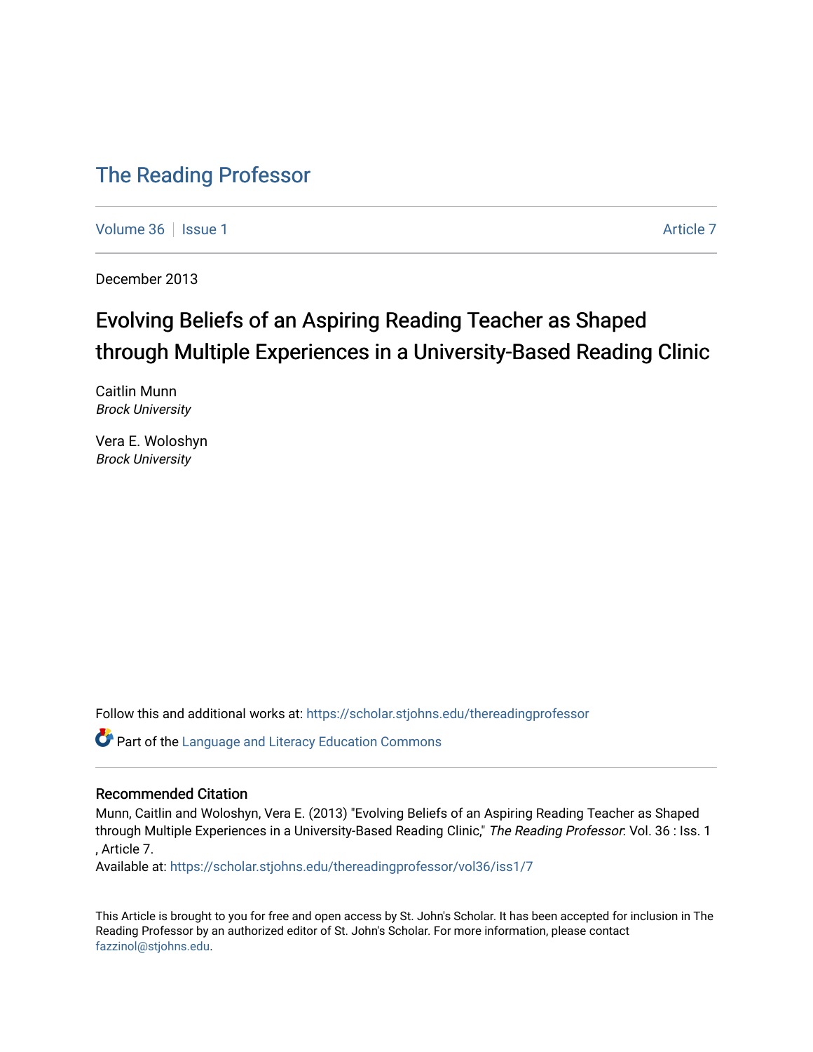# The Reading Professor

Volume 36 | Issue 1 | Article 7

December 2013

## Evolving Beliefs of an Aspiring Reading Teacher as Shaped through Multiple Experiences in a University-Based Reading Clinic

Caitlin Munn
*Brock University*

Vera E. Woloshyn
*Brock University*

Follow this and additional works at: https://scholar.stjohns.edu/thereadingprofessor

Part of the Language and Literacy Education Commons

### Recommended Citation

Munn, Caitlin and Woloshyn, Vera E. (2013) "Evolving Beliefs of an Aspiring Reading Teacher as Shaped through Multiple Experiences in a University-Based Reading Clinic," *The Reading Professor*: Vol. 36 : Iss. 1 , Article 7.
Available at: https://scholar.stjohns.edu/thereadingprofessor/vol36/iss1/7

This Article is brought to you for free and open access by St. John's Scholar. It has been accepted for inclusion in The Reading Professor by an authorized editor of St. John's Scholar. For more information, please contact fazzinol@stjohns.edu.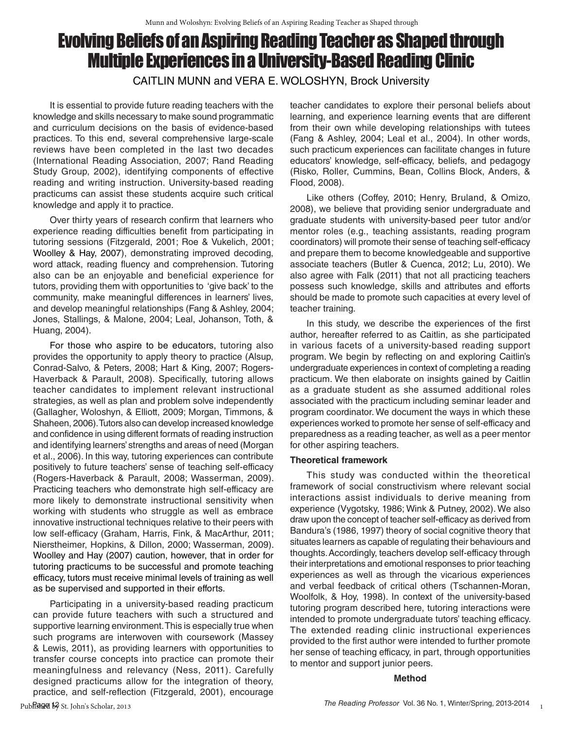# Evolving Beliefs of an Aspiring Reading Teacher as Shaped through Multiple Experiences in a University-Based Reading Clinic

CAITLIN MUNN and VERA E. WOLOSHYN, Brock University

It is essential to provide future reading teachers with the knowledge and skills necessary to make sound programmatic and curriculum decisions on the basis of evidence-based practices. To this end, several comprehensive large-scale reviews have been completed in the last two decades (International Reading Association, 2007; Rand Reading Study Group, 2002), identifying components of effective reading and writing instruction. University-based reading practicums can assist these students acquire such critical knowledge and apply it to practice.

Over thirty years of research confirm that learners who experience reading difficulties benefit from participating in tutoring sessions (Fitzgerald, 2001; Roe & Vukelich, 2001; Woolley & Hay, 2007), demonstrating improved decoding, word attack, reading fluency and comprehension. Tutoring also can be an enjoyable and beneficial experience for tutors, providing them with opportunities to 'give back' to the community, make meaningful differences in learners' lives, and develop meaningful relationships (Fang & Ashley, 2004; Jones, Stallings, & Malone, 2004; Leal, Johanson, Toth, & Huang, 2004).

For those who aspire to be educators, tutoring also provides the opportunity to apply theory to practice (Alsup, Conrad-Salvo, & Peters, 2008; Hart & King, 2007; Rogers-Haverback & Parault, 2008). Specifically, tutoring allows teacher candidates to implement relevant instructional strategies, as well as plan and problem solve independently (Gallagher, Woloshyn, & Elliott, 2009; Morgan, Timmons, & Shaheen, 2006). Tutors also can develop increased knowledge and confidence in using different formats of reading instruction and identifying learners' strengths and areas of need (Morgan et al., 2006). In this way, tutoring experiences can contribute positively to future teachers' sense of teaching self-efficacy (Rogers-Haverback & Parault, 2008; Wasserman, 2009). Practicing teachers who demonstrate high self-efficacy are more likely to demonstrate instructional sensitivity when working with students who struggle as well as embrace innovative instructional techniques relative to their peers with low self-efficacy (Graham, Harris, Fink, & MacArthur, 2011; Nierstheimer, Hopkins, & Dillon, 2000; Wasserman, 2009). Woolley and Hay (2007) caution, however, that in order for tutoring practicums to be successful and promote teaching efficacy, tutors must receive minimal levels of training as well as be supervised and supported in their efforts.

Participating in a university-based reading practicum can provide future teachers with such a structured and supportive learning environment. This is especially true when such programs are interwoven with coursework (Massey & Lewis, 2011), as providing learners with opportunities to transfer course concepts into practice can promote their meaningfulness and relevancy (Ness, 2011). Carefully designed practicums allow for the integration of theory, practice, and self-reflection (Fitzgerald, 2001), encourage teacher candidates to explore their personal beliefs about learning, and experience learning events that are different from their own while developing relationships with tutees (Fang & Ashley, 2004; Leal et al., 2004). In other words, such practicum experiences can facilitate changes in future educators' knowledge, self-efficacy, beliefs, and pedagogy (Risko, Roller, Cummins, Bean, Collins Block, Anders, & Flood, 2008).

Like others (Coffey, 2010; Henry, Bruland, & Omizo, 2008), we believe that providing senior undergraduate and graduate students with university-based peer tutor and/or mentor roles (e.g., teaching assistants, reading program coordinators) will promote their sense of teaching self-efficacy and prepare them to become knowledgeable and supportive associate teachers (Butler & Cuenca, 2012; Lu, 2010). We also agree with Falk (2011) that not all practicing teachers possess such knowledge, skills and attributes and efforts should be made to promote such capacities at every level of teacher training.

In this study, we describe the experiences of the first author, hereafter referred to as Caitlin, as she participated in various facets of a university-based reading support program. We begin by reflecting on and exploring Caitlin's undergraduate experiences in context of completing a reading practicum. We then elaborate on insights gained by Caitlin as a graduate student as she assumed additional roles associated with the practicum including seminar leader and program coordinator. We document the ways in which these experiences worked to promote her sense of self-efficacy and preparedness as a reading teacher, as well as a peer mentor for other aspiring teachers.

### Theoretical framework

This study was conducted within the theoretical framework of social constructivism where relevant social interactions assist individuals to derive meaning from experience (Vygotsky, 1986; Wink & Putney, 2002). We also draw upon the concept of teacher self-efficacy as derived from Bandura's (1986, 1997) theory of social cognitive theory that situates learners as capable of regulating their behaviours and thoughts. Accordingly, teachers develop self-efficacy through their interpretations and emotional responses to prior teaching experiences as well as through the vicarious experiences and verbal feedback of critical others (Tschannen-Moran, Woolfolk, & Hoy, 1998). In context of the university-based tutoring program described here, tutoring interactions were intended to promote undergraduate tutors' teaching efficacy. The extended reading clinic instructional experiences provided to the first author were intended to further promote her sense of teaching efficacy, in part, through opportunities to mentor and support junior peers.

### Method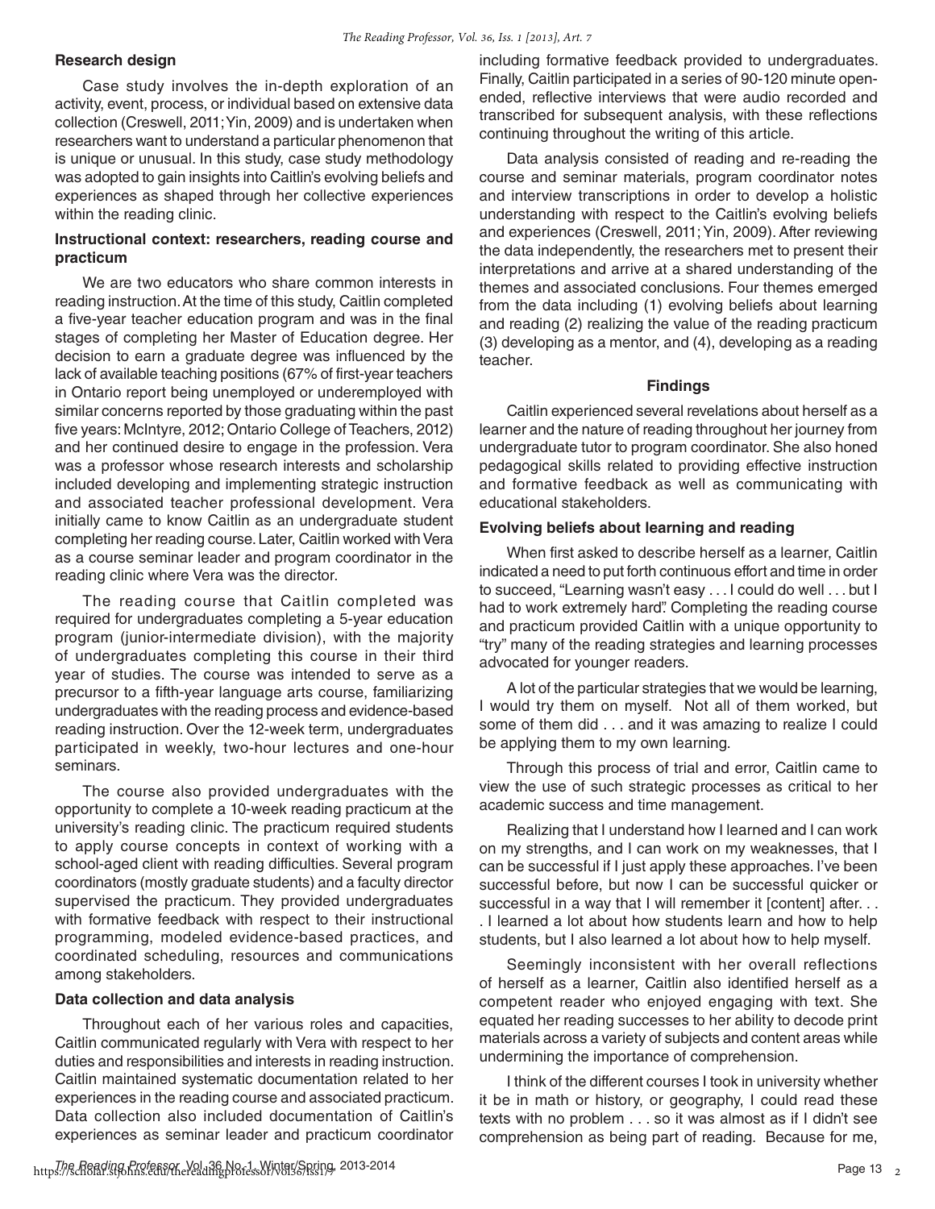### Research design

Case study involves the in-depth exploration of an activity, event, process, or individual based on extensive data collection (Creswell, 2011; Yin, 2009) and is undertaken when researchers want to understand a particular phenomenon that is unique or unusual. In this study, case study methodology was adopted to gain insights into Caitlin's evolving beliefs and experiences as shaped through her collective experiences within the reading clinic.

### Instructional context: researchers, reading course and practicum

We are two educators who share common interests in reading instruction. At the time of this study, Caitlin completed a five-year teacher education program and was in the final stages of completing her Master of Education degree. Her decision to earn a graduate degree was influenced by the lack of available teaching positions (67% of first-year teachers in Ontario report being unemployed or underemployed with similar concerns reported by those graduating within the past five years: McIntyre, 2012; Ontario College of Teachers, 2012) and her continued desire to engage in the profession. Vera was a professor whose research interests and scholarship included developing and implementing strategic instruction and associated teacher professional development. Vera initially came to know Caitlin as an undergraduate student completing her reading course. Later, Caitlin worked with Vera as a course seminar leader and program coordinator in the reading clinic where Vera was the director.

The reading course that Caitlin completed was required for undergraduates completing a 5-year education program (junior-intermediate division), with the majority of undergraduates completing this course in their third year of studies. The course was intended to serve as a precursor to a fifth-year language arts course, familiarizing undergraduates with the reading process and evidence-based reading instruction. Over the 12-week term, undergraduates participated in weekly, two-hour lectures and one-hour seminars.

The course also provided undergraduates with the opportunity to complete a 10-week reading practicum at the university's reading clinic. The practicum required students to apply course concepts in context of working with a school-aged client with reading difficulties. Several program coordinators (mostly graduate students) and a faculty director supervised the practicum. They provided undergraduates with formative feedback with respect to their instructional programming, modeled evidence-based practices, and coordinated scheduling, resources and communications among stakeholders.

### Data collection and data analysis

Throughout each of her various roles and capacities, Caitlin communicated regularly with Vera with respect to her duties and responsibilities and interests in reading instruction. Caitlin maintained systematic documentation related to her experiences in the reading course and associated practicum. Data collection also included documentation of Caitlin's experiences as seminar leader and practicum coordinator including formative feedback provided to undergraduates. Finally, Caitlin participated in a series of 90-120 minute open-ended, reflective interviews that were audio recorded and transcribed for subsequent analysis, with these reflections continuing throughout the writing of this article.

Data analysis consisted of reading and re-reading the course and seminar materials, program coordinator notes and interview transcriptions in order to develop a holistic understanding with respect to the Caitlin's evolving beliefs and experiences (Creswell, 2011; Yin, 2009). After reviewing the data independently, the researchers met to present their interpretations and arrive at a shared understanding of the themes and associated conclusions. Four themes emerged from the data including (1) evolving beliefs about learning and reading (2) realizing the value of the reading practicum (3) developing as a mentor, and (4), developing as a reading teacher.

## Findings

Caitlin experienced several revelations about herself as a learner and the nature of reading throughout her journey from undergraduate tutor to program coordinator. She also honed pedagogical skills related to providing effective instruction and formative feedback as well as communicating with educational stakeholders.

### Evolving beliefs about learning and reading

When first asked to describe herself as a learner, Caitlin indicated a need to put forth continuous effort and time in order to succeed, "Learning wasn't easy . . . I could do well . . . but I had to work extremely hard". Completing the reading course and practicum provided Caitlin with a unique opportunity to "try" many of the reading strategies and learning processes advocated for younger readers.

A lot of the particular strategies that we would be learning, I would try them on myself. Not all of them worked, but some of them did . . . and it was amazing to realize I could be applying them to my own learning.

Through this process of trial and error, Caitlin came to view the use of such strategic processes as critical to her academic success and time management.

Realizing that I understand how I learned and I can work on my strengths, and I can work on my weaknesses, that I can be successful if I just apply these approaches. I've been successful before, but now I can be successful quicker or successful in a way that I will remember it [content] after. . . . I learned a lot about how students learn and how to help students, but I also learned a lot about how to help myself.

Seemingly inconsistent with her overall reflections of herself as a learner, Caitlin also identified herself as a competent reader who enjoyed engaging with text. She equated her reading successes to her ability to decode print materials across a variety of subjects and content areas while undermining the importance of comprehension.

I think of the different courses I took in university whether it be in math or history, or geography, I could read these texts with no problem . . . so it was almost as if I didn't see comprehension as being part of reading. Because for me,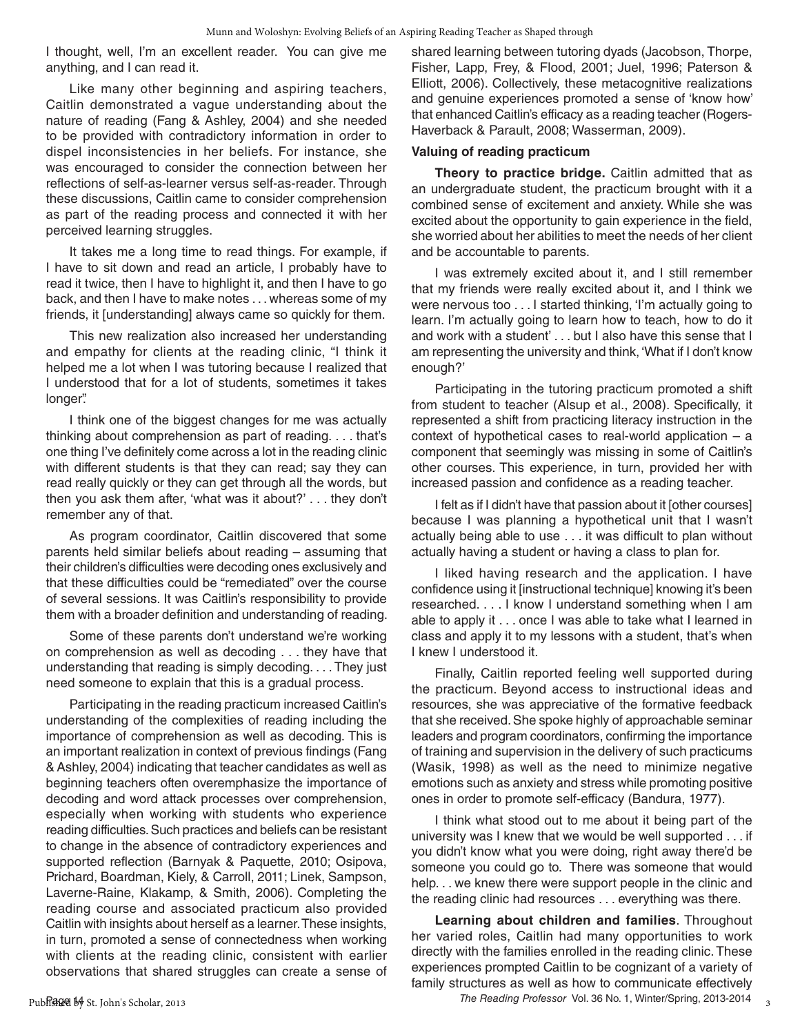I thought, well, I'm an excellent reader. You can give me anything, and I can read it.

Like many other beginning and aspiring teachers, Caitlin demonstrated a vague understanding about the nature of reading (Fang & Ashley, 2004) and she needed to be provided with contradictory information in order to dispel inconsistencies in her beliefs. For instance, she was encouraged to consider the connection between her reflections of self-as-learner versus self-as-reader. Through these discussions, Caitlin came to consider comprehension as part of the reading process and connected it with her perceived learning struggles.

It takes me a long time to read things. For example, if I have to sit down and read an article, I probably have to read it twice, then I have to highlight it, and then I have to go back, and then I have to make notes . . . whereas some of my friends, it [understanding] always came so quickly for them.

This new realization also increased her understanding and empathy for clients at the reading clinic, "I think it helped me a lot when I was tutoring because I realized that I understood that for a lot of students, sometimes it takes longer".

I think one of the biggest changes for me was actually thinking about comprehension as part of reading. . . . that's one thing I've definitely come across a lot in the reading clinic with different students is that they can read; say they can read really quickly or they can get through all the words, but then you ask them after, 'what was it about?' . . . they don't remember any of that.

As program coordinator, Caitlin discovered that some parents held similar beliefs about reading – assuming that their children's difficulties were decoding ones exclusively and that these difficulties could be "remediated" over the course of several sessions. It was Caitlin's responsibility to provide them with a broader definition and understanding of reading.

Some of these parents don't understand we're working on comprehension as well as decoding . . . they have that understanding that reading is simply decoding. . . . They just need someone to explain that this is a gradual process.

Participating in the reading practicum increased Caitlin's understanding of the complexities of reading including the importance of comprehension as well as decoding. This is an important realization in context of previous findings (Fang & Ashley, 2004) indicating that teacher candidates as well as beginning teachers often overemphasize the importance of decoding and word attack processes over comprehension, especially when working with students who experience reading difficulties. Such practices and beliefs can be resistant to change in the absence of contradictory experiences and supported reflection (Barnyak & Paquette, 2010; Osipova, Prichard, Boardman, Kiely, & Carroll, 2011; Linek, Sampson, Laverne-Raine, Klakamp, & Smith, 2006). Completing the reading course and associated practicum also provided Caitlin with insights about herself as a learner. These insights, in turn, promoted a sense of connectedness when working with clients at the reading clinic, consistent with earlier observations that shared struggles can create a sense of shared learning between tutoring dyads (Jacobson, Thorpe, Fisher, Lapp, Frey, & Flood, 2001; Juel, 1996; Paterson & Elliott, 2006). Collectively, these metacognitive realizations and genuine experiences promoted a sense of 'know how' that enhanced Caitlin's efficacy as a reading teacher (Rogers-Haverback & Parault, 2008; Wasserman, 2009).

### Valuing of reading practicum

**Theory to practice bridge.** Caitlin admitted that as an undergraduate student, the practicum brought with it a combined sense of excitement and anxiety. While she was excited about the opportunity to gain experience in the field, she worried about her abilities to meet the needs of her client and be accountable to parents.

I was extremely excited about it, and I still remember that my friends were really excited about it, and I think we were nervous too . . . I started thinking, 'I'm actually going to learn. I'm actually going to learn how to teach, how to do it and work with a student' . . . but I also have this sense that I am representing the university and think, 'What if I don't know enough?'

Participating in the tutoring practicum promoted a shift from student to teacher (Alsup et al., 2008). Specifically, it represented a shift from practicing literacy instruction in the context of hypothetical cases to real-world application – a component that seemingly was missing in some of Caitlin's other courses. This experience, in turn, provided her with increased passion and confidence as a reading teacher.

I felt as if I didn't have that passion about it [other courses] because I was planning a hypothetical unit that I wasn't actually being able to use . . . it was difficult to plan without actually having a student or having a class to plan for.

I liked having research and the application. I have confidence using it [instructional technique] knowing it's been researched. . . . I know I understand something when I am able to apply it . . . once I was able to take what I learned in class and apply it to my lessons with a student, that's when I knew I understood it.

Finally, Caitlin reported feeling well supported during the practicum. Beyond access to instructional ideas and resources, she was appreciative of the formative feedback that she received. She spoke highly of approachable seminar leaders and program coordinators, confirming the importance of training and supervision in the delivery of such practicums (Wasik, 1998) as well as the need to minimize negative emotions such as anxiety and stress while promoting positive ones in order to promote self-efficacy (Bandura, 1977).

I think what stood out to me about it being part of the university was I knew that we would be well supported . . . if you didn't know what you were doing, right away there'd be someone you could go to. There was someone that would help. . . we knew there were support people in the clinic and the reading clinic had resources . . . everything was there.

**Learning about children and families**. Throughout her varied roles, Caitlin had many opportunities to work directly with the families enrolled in the reading clinic. These experiences prompted Caitlin to be cognizant of a variety of family structures as well as how to communicate effectively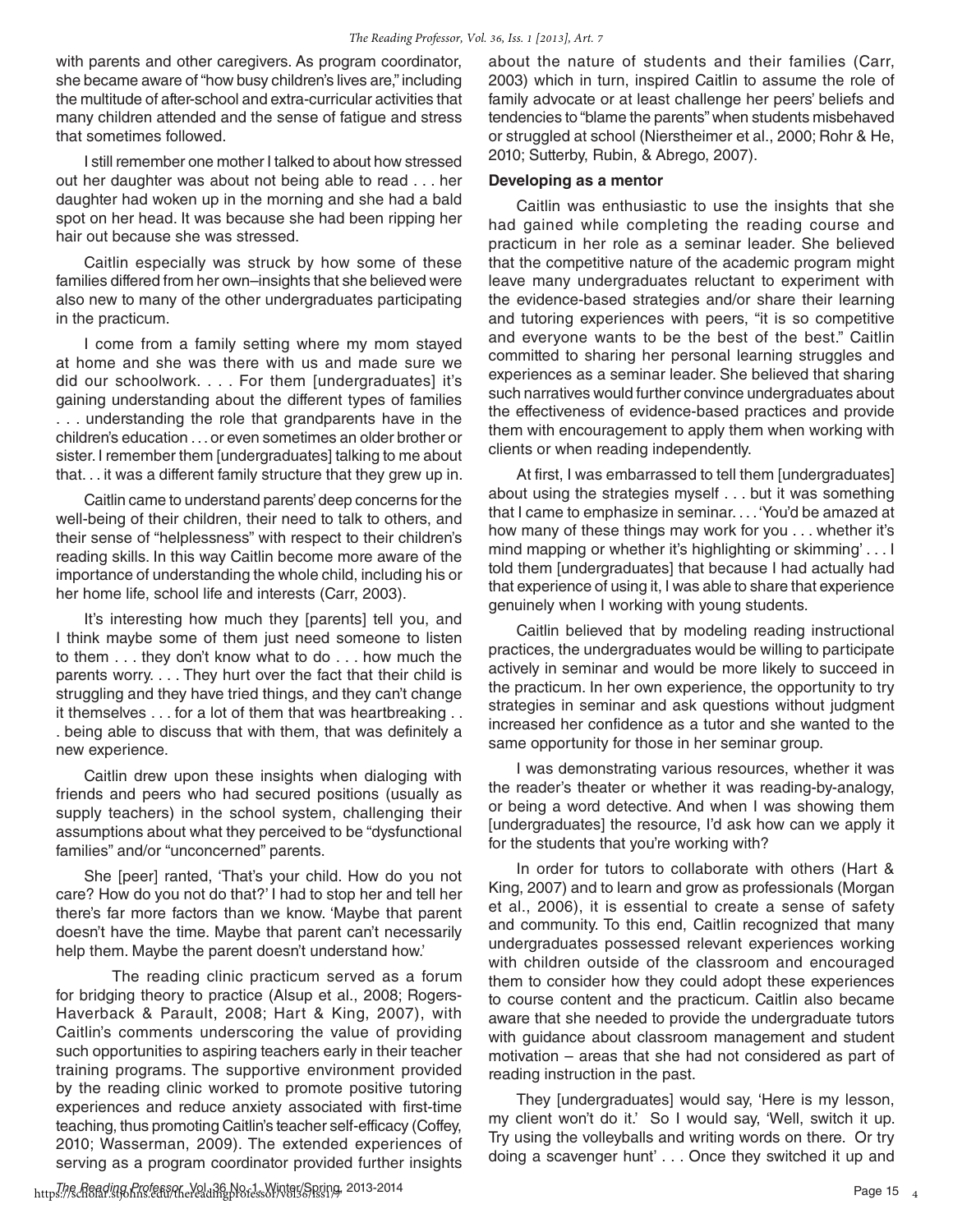with parents and other caregivers. As program coordinator, she became aware of "how busy children's lives are," including the multitude of after-school and extra-curricular activities that many children attended and the sense of fatigue and stress that sometimes followed.

I still remember one mother I talked to about how stressed out her daughter was about not being able to read . . . her daughter had woken up in the morning and she had a bald spot on her head. It was because she had been ripping her hair out because she was stressed.

Caitlin especially was struck by how some of these families differed from her own–insights that she believed were also new to many of the other undergraduates participating in the practicum.

I come from a family setting where my mom stayed at home and she was there with us and made sure we did our schoolwork. . . . For them [undergraduates] it's gaining understanding about the different types of families . . . understanding the role that grandparents have in the children's education . . . or even sometimes an older brother or sister. I remember them [undergraduates] talking to me about that. . . it was a different family structure that they grew up in.

Caitlin came to understand parents' deep concerns for the well-being of their children, their need to talk to others, and their sense of "helplessness" with respect to their children's reading skills. In this way Caitlin become more aware of the importance of understanding the whole child, including his or her home life, school life and interests (Carr, 2003).

It's interesting how much they [parents] tell you, and I think maybe some of them just need someone to listen to them . . . they don't know what to do . . . how much the parents worry. . . . They hurt over the fact that their child is struggling and they have tried things, and they can't change it themselves . . . for a lot of them that was heartbreaking . . . being able to discuss that with them, that was definitely a new experience.

Caitlin drew upon these insights when dialoging with friends and peers who had secured positions (usually as supply teachers) in the school system, challenging their assumptions about what they perceived to be "dysfunctional families" and/or "unconcerned" parents.

She [peer] ranted, 'That's your child. How do you not care? How do you not do that?' I had to stop her and tell her there's far more factors than we know. 'Maybe that parent doesn't have the time. Maybe that parent can't necessarily help them. Maybe the parent doesn't understand how.'

The reading clinic practicum served as a forum for bridging theory to practice (Alsup et al., 2008; Rogers-Haverback & Parault, 2008; Hart & King, 2007), with Caitlin's comments underscoring the value of providing such opportunities to aspiring teachers early in their teacher training programs. The supportive environment provided by the reading clinic worked to promote positive tutoring experiences and reduce anxiety associated with first-time teaching, thus promoting Caitlin's teacher self-efficacy (Coffey, 2010; Wasserman, 2009). The extended experiences of serving as a program coordinator provided further insights about the nature of students and their families (Carr, 2003) which in turn, inspired Caitlin to assume the role of family advocate or at least challenge her peers' beliefs and tendencies to "blame the parents" when students misbehaved or struggled at school (Nierstheimer et al., 2000; Rohr & He, 2010; Sutterby, Rubin, & Abrego, 2007).

**Developing as a mentor**

Caitlin was enthusiastic to use the insights that she had gained while completing the reading course and practicum in her role as a seminar leader. She believed that the competitive nature of the academic program might leave many undergraduates reluctant to experiment with the evidence-based strategies and/or share their learning and tutoring experiences with peers, "it is so competitive and everyone wants to be the best of the best." Caitlin committed to sharing her personal learning struggles and experiences as a seminar leader. She believed that sharing such narratives would further convince undergraduates about the effectiveness of evidence-based practices and provide them with encouragement to apply them when working with clients or when reading independently.

At first, I was embarrassed to tell them [undergraduates] about using the strategies myself . . . but it was something that I came to emphasize in seminar. . . . 'You'd be amazed at how many of these things may work for you . . . whether it's mind mapping or whether it's highlighting or skimming' . . . I told them [undergraduates] that because I had actually had that experience of using it, I was able to share that experience genuinely when I working with young students.

Caitlin believed that by modeling reading instructional practices, the undergraduates would be willing to participate actively in seminar and would be more likely to succeed in the practicum. In her own experience, the opportunity to try strategies in seminar and ask questions without judgment increased her confidence as a tutor and she wanted to the same opportunity for those in her seminar group.

I was demonstrating various resources, whether it was the reader's theater or whether it was reading-by-analogy, or being a word detective. And when I was showing them [undergraduates] the resource, I'd ask how can we apply it for the students that you're working with?

In order for tutors to collaborate with others (Hart & King, 2007) and to learn and grow as professionals (Morgan et al., 2006), it is essential to create a sense of safety and community. To this end, Caitlin recognized that many undergraduates possessed relevant experiences working with children outside of the classroom and encouraged them to consider how they could adopt these experiences to course content and the practicum. Caitlin also became aware that she needed to provide the undergraduate tutors with guidance about classroom management and student motivation – areas that she had not considered as part of reading instruction in the past.

They [undergraduates] would say, 'Here is my lesson, my client won't do it.' So I would say, 'Well, switch it up. Try using the volleyballs and writing words on there. Or try doing a scavenger hunt' . . . Once they switched it up and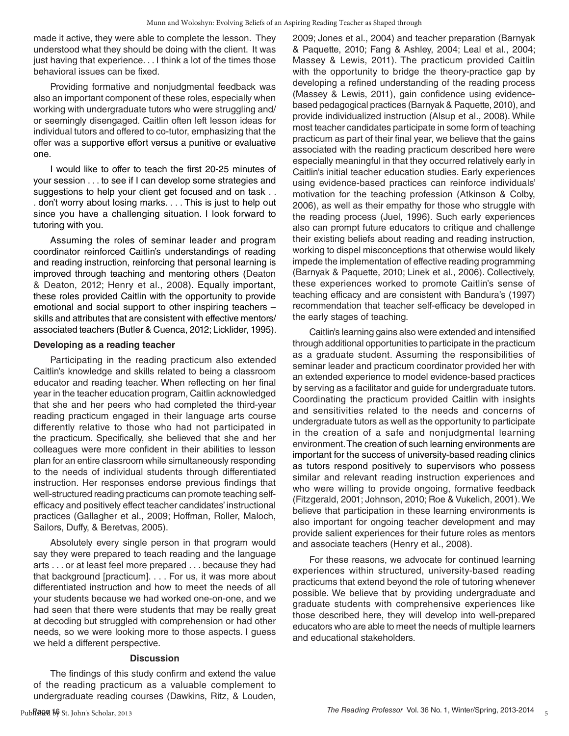made it active, they were able to complete the lesson. They understood what they should be doing with the client. It was just having that experience. . . I think a lot of the times those behavioral issues can be fixed.

Providing formative and nonjudgmental feedback was also an important component of these roles, especially when working with undergraduate tutors who were struggling and/or seemingly disengaged. Caitlin often left lesson ideas for individual tutors and offered to co-tutor, emphasizing that the offer was a supportive effort versus a punitive or evaluative one.

> I would like to offer to teach the first 20-25 minutes of your session . . . to see if I can develop some strategies and suggestions to help your client get focused and on task . . . don't worry about losing marks. . . . This is just to help out since you have a challenging situation. I look forward to tutoring with you.

Assuming the roles of seminar leader and program coordinator reinforced Caitlin's understandings of reading and reading instruction, reinforcing that personal learning is improved through teaching and mentoring others (Deaton & Deaton, 2012; Henry et al., 2008). Equally important, these roles provided Caitlin with the opportunity to provide emotional and social support to other inspiring teachers – skills and attributes that are consistent with effective mentors/associated teachers (Butler & Cuenca, 2012; Licklider, 1995).

### Developing as a reading teacher

Participating in the reading practicum also extended Caitlin's knowledge and skills related to being a classroom educator and reading teacher. When reflecting on her final year in the teacher education program, Caitlin acknowledged that she and her peers who had completed the third-year reading practicum engaged in their language arts course differently relative to those who had not participated in the practicum. Specifically, she believed that she and her colleagues were more confident in their abilities to lesson plan for an entire classroom while simultaneously responding to the needs of individual students through differentiated instruction. Her responses endorse previous findings that well-structured reading practicums can promote teaching self-efficacy and positively effect teacher candidates' instructional practices (Gallagher et al., 2009; Hoffman, Roller, Maloch, Sailors, Duffy, & Beretvas, 2005).

> Absolutely every single person in that program would say they were prepared to teach reading and the language arts . . . or at least feel more prepared . . . because they had that background [practicum]. . . . For us, it was more about differentiated instruction and how to meet the needs of all your students because we had worked one-on-one, and we had seen that there were students that may be really great at decoding but struggled with comprehension or had other needs, so we were looking more to those aspects. I guess we held a different perspective.

## Discussion

The findings of this study confirm and extend the value of the reading practicum as a valuable complement to undergraduate reading courses (Dawkins, Ritz, & Louden, 2009; Jones et al., 2004) and teacher preparation (Barnyak & Paquette, 2010; Fang & Ashley, 2004; Leal et al., 2004; Massey & Lewis, 2011). The practicum provided Caitlin with the opportunity to bridge the theory-practice gap by developing a refined understanding of the reading process (Massey & Lewis, 2011), gain confidence using evidence-based pedagogical practices (Barnyak & Paquette, 2010), and provide individualized instruction (Alsup et al., 2008). While most teacher candidates participate in some form of teaching practicum as part of their final year, we believe that the gains associated with the reading practicum described here were especially meaningful in that they occurred relatively early in Caitlin's initial teacher education studies. Early experiences using evidence-based practices can reinforce individuals' motivation for the teaching profession (Atkinson & Colby, 2006), as well as their empathy for those who struggle with the reading process (Juel, 1996). Such early experiences also can prompt future educators to critique and challenge their existing beliefs about reading and reading instruction, working to dispel misconceptions that otherwise would likely impede the implementation of effective reading programming (Barnyak & Paquette, 2010; Linek et al., 2006). Collectively, these experiences worked to promote Caitlin's sense of teaching efficacy and are consistent with Bandura's (1997) recommendation that teacher self-efficacy be developed in the early stages of teaching.

Caitlin's learning gains also were extended and intensified through additional opportunities to participate in the practicum as a graduate student. Assuming the responsibilities of seminar leader and practicum coordinator provided her with an extended experience to model evidence-based practices by serving as a facilitator and guide for undergraduate tutors. Coordinating the practicum provided Caitlin with insights and sensitivities related to the needs and concerns of undergraduate tutors as well as the opportunity to participate in the creation of a safe and nonjudgmental learning environment. The creation of such learning environments are important for the success of university-based reading clinics as tutors respond positively to supervisors who possess similar and relevant reading instruction experiences and who were willing to provide ongoing, formative feedback (Fitzgerald, 2001; Johnson, 2010; Roe & Vukelich, 2001). We believe that participation in these learning environments is also important for ongoing teacher development and may provide salient experiences for their future roles as mentors and associate teachers (Henry et al., 2008).

For these reasons, we advocate for continued learning experiences within structured, university-based reading practicums that extend beyond the role of tutoring whenever possible. We believe that by providing undergraduate and graduate students with comprehensive experiences like those described here, they will develop into well-prepared educators who are able to meet the needs of multiple learners and educational stakeholders.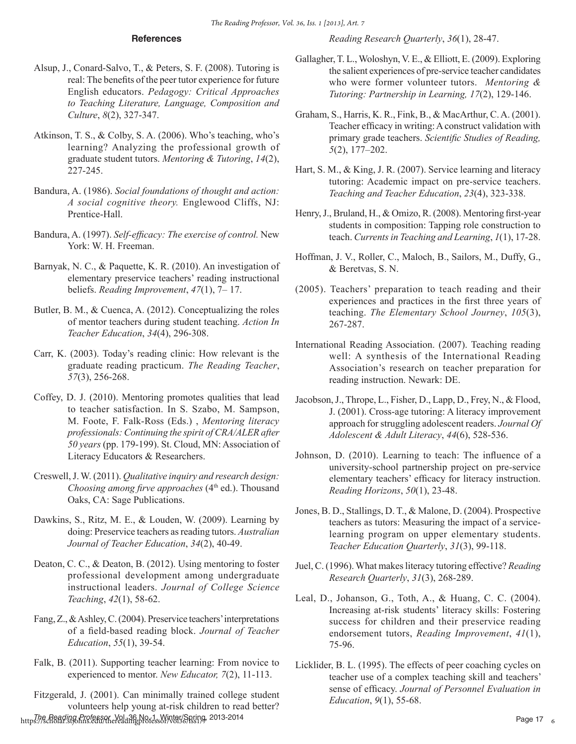## References

Alsup, J., Conard-Salvo, T., & Peters, S. F. (2008). Tutoring is real: The benefits of the peer tutor experience for future English educators. *Pedagogy: Critical Approaches to Teaching Literature, Language, Composition and Culture*, *8*(2), 327-347.

Atkinson, T. S., & Colby, S. A. (2006). Who's teaching, who's learning? Analyzing the professional growth of graduate student tutors. *Mentoring & Tutoring*, *14*(2), 227-245.

Bandura, A. (1986). *Social foundations of thought and action: A social cognitive theory.* Englewood Cliffs, NJ: Prentice-Hall.

Bandura, A. (1997). *Self-efficacy: The exercise of control.* New York: W. H. Freeman.

Barnyak, N. C., & Paquette, K. R. (2010). An investigation of elementary preservice teachers' reading instructional beliefs. *Reading Improvement*, *47*(1), 7– 17.

Butler, B. M., & Cuenca, A. (2012). Conceptualizing the roles of mentor teachers during student teaching. *Action In Teacher Education*, *34*(4), 296-308.

Carr, K. (2003). Today's reading clinic: How relevant is the graduate reading practicum. *The Reading Teacher*, *57*(3), 256-268.

Coffey, D. J. (2010). Mentoring promotes qualities that lead to teacher satisfaction. In S. Szabo, M. Sampson, M. Foote, F. Falk-Ross (Eds.) , *Mentoring literacy professionals: Continuing the spirit of CRA/ALER after 50 years* (pp. 179-199). St. Cloud, MN: Association of Literacy Educators & Researchers.

Creswell, J. W. (2011). *Qualitative inquiry and research design: Choosing among firve approaches* (4th ed.). Thousand Oaks, CA: Sage Publications.

Dawkins, S., Ritz, M. E., & Louden, W. (2009). Learning by doing: Preservice teachers as reading tutors. *Australian Journal of Teacher Education*, *34*(2), 40-49.

Deaton, C. C., & Deaton, B. (2012). Using mentoring to foster professional development among undergraduate instructional leaders. *Journal of College Science Teaching*, *42*(1), 58-62.

Fang, Z., & Ashley, C. (2004). Preservice teachers' interpretations of a field-based reading block. *Journal of Teacher Education*, *55*(1), 39-54.

Falk, B. (2011). Supporting teacher learning: From novice to experienced to mentor. *New Educator, 7*(2), 11-113.

Fitzgerald, J. (2001). Can minimally trained college student volunteers help young at-risk children to read better? *Reading Research Quarterly*, *36*(1), 28-47.

Gallagher, T. L., Woloshyn, V. E., & Elliott, E. (2009). Exploring the salient experiences of pre-service teacher candidates who were former volunteer tutors. *Mentoring & Tutoring: Partnership in Learning, 17*(2), 129-146.

Graham, S., Harris, K. R., Fink, B., & MacArthur, C. A. (2001). Teacher efficacy in writing: A construct validation with primary grade teachers. *Scientific Studies of Reading, 5*(2), 177–202.

Hart, S. M., & King, J. R. (2007). Service learning and literacy tutoring: Academic impact on pre-service teachers. *Teaching and Teacher Education*, *23*(4), 323-338.

Henry, J., Bruland, H., & Omizo, R. (2008). Mentoring first-year students in composition: Tapping role construction to teach. *Currents in Teaching and Learning*, *1*(1), 17-28.

Hoffman, J. V., Roller, C., Maloch, B., Sailors, M., Duffy, G., & Beretvas, S. N.

(2005). Teachers' preparation to teach reading and their experiences and practices in the first three years of teaching. *The Elementary School Journey*, *105*(3), 267-287.

International Reading Association. (2007). Teaching reading well: A synthesis of the International Reading Association's research on teacher preparation for reading instruction. Newark: DE.

Jacobson, J., Thrope, L., Fisher, D., Lapp, D., Frey, N., & Flood, J. (2001). Cross-age tutoring: A literacy improvement approach for struggling adolescent readers. *Journal Of Adolescent & Adult Literacy*, *44*(6), 528-536.

Johnson, D. (2010). Learning to teach: The influence of a university-school partnership project on pre-service elementary teachers' efficacy for literacy instruction. *Reading Horizons*, *50*(1), 23-48.

Jones, B. D., Stallings, D. T., & Malone, D. (2004). Prospective teachers as tutors: Measuring the impact of a service-learning program on upper elementary students. *Teacher Education Quarterly*, *31*(3), 99-118.

Juel, C. (1996). What makes literacy tutoring effective? *Reading Research Quarterly*, *31*(3), 268-289.

Leal, D., Johanson, G., Toth, A., & Huang, C. C. (2004). Increasing at-risk students' literacy skills: Fostering success for children and their preservice reading endorsement tutors, *Reading Improvement*, *41*(1), 75-96.

Licklider, B. L. (1995). The effects of peer coaching cycles on teacher use of a complex teaching skill and teachers' sense of efficacy. *Journal of Personnel Evaluation in Education*, *9*(1), 55-68.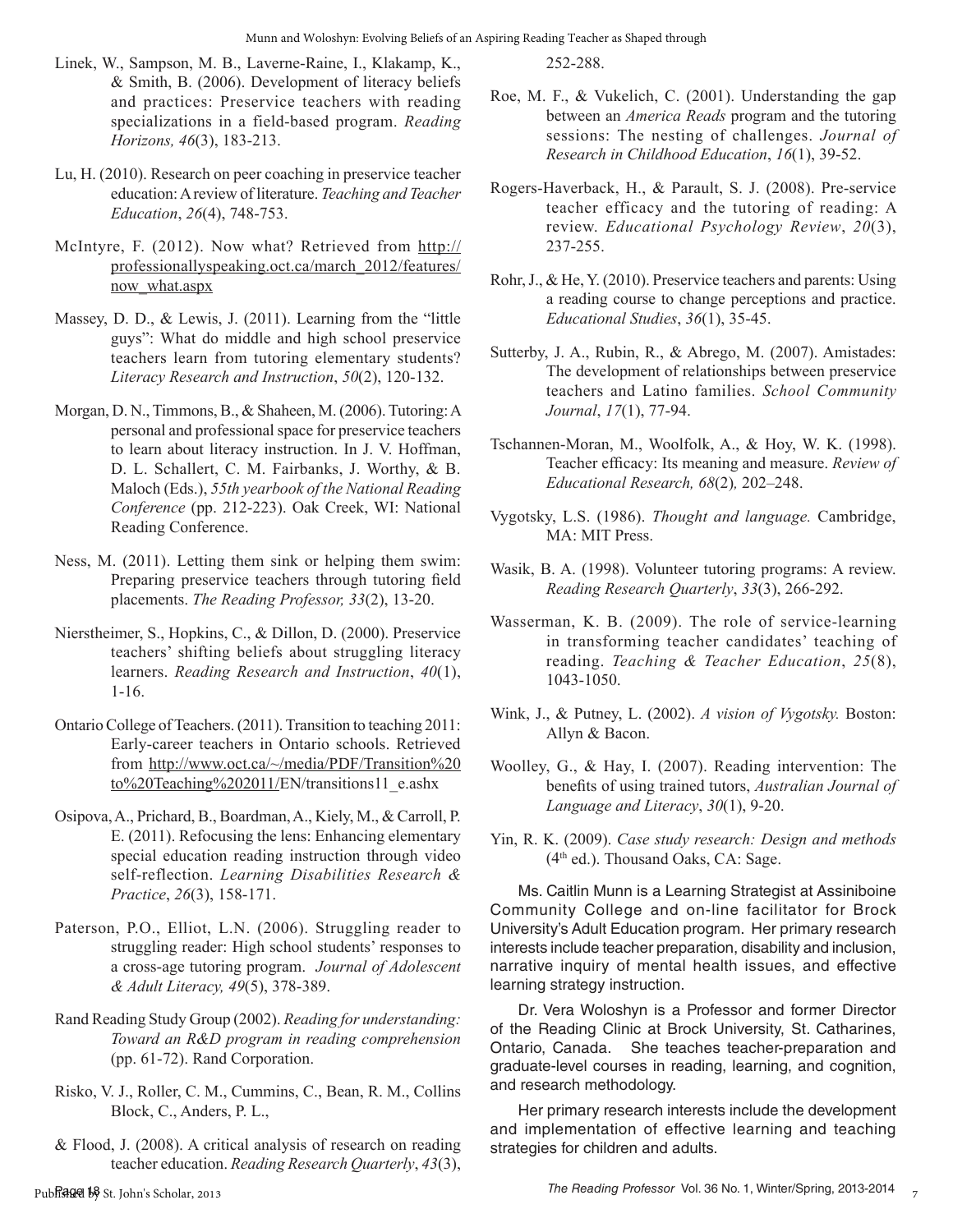Linek, W., Sampson, M. B., Laverne-Raine, I., Klakamp, K., & Smith, B. (2006). Development of literacy beliefs and practices: Preservice teachers with reading specializations in a field-based program. *Reading Horizons, 46*(3), 183-213.

Lu, H. (2010). Research on peer coaching in preservice teacher education: A review of literature. *Teaching and Teacher Education*, *26*(4), 748-753.

McIntyre, F. (2012). Now what? Retrieved from http://professionallyspeaking.oct.ca/march_2012/features/now_what.aspx

Massey, D. D., & Lewis, J. (2011). Learning from the "little guys": What do middle and high school preservice teachers learn from tutoring elementary students? *Literacy Research and Instruction*, *50*(2), 120-132.

Morgan, D. N., Timmons, B., & Shaheen, M. (2006). Tutoring: A personal and professional space for preservice teachers to learn about literacy instruction. In J. V. Hoffman, D. L. Schallert, C. M. Fairbanks, J. Worthy, & B. Maloch (Eds.), *55th yearbook of the National Reading Conference* (pp. 212-223). Oak Creek, WI: National Reading Conference.

Ness, M. (2011). Letting them sink or helping them swim: Preparing preservice teachers through tutoring field placements. *The Reading Professor, 33*(2), 13-20.

Nierstheimer, S., Hopkins, C., & Dillon, D. (2000). Preservice teachers' shifting beliefs about struggling literacy learners. *Reading Research and Instruction*, *40*(1), 1-16.

Ontario College of Teachers. (2011). Transition to teaching 2011: Early-career teachers in Ontario schools. Retrieved from http://www.oct.ca/~/media/PDF/Transition%20to%20Teaching%202011/EN/transitions11_e.ashx

Osipova, A., Prichard, B., Boardman, A., Kiely, M., & Carroll, P. E. (2011). Refocusing the lens: Enhancing elementary special education reading instruction through video self-reflection. *Learning Disabilities Research & Practice*, *26*(3), 158-171.

Paterson, P.O., Elliot, L.N. (2006). Struggling reader to struggling reader: High school students' responses to a cross-age tutoring program. *Journal of Adolescent & Adult Literacy, 49*(5), 378-389.

Rand Reading Study Group (2002). *Reading for understanding: Toward an R&D program in reading comprehension* (pp. 61-72). Rand Corporation.

Risko, V. J., Roller, C. M., Cummins, C., Bean, R. M., Collins Block, C., Anders, P. L.,

& Flood, J. (2008). A critical analysis of research on reading teacher education. *Reading Research Quarterly*, *43*(3), 252-288.

Roe, M. F., & Vukelich, C. (2001). Understanding the gap between an *America Reads* program and the tutoring sessions: The nesting of challenges. *Journal of Research in Childhood Education*, *16*(1), 39-52.

Rogers-Haverback, H., & Parault, S. J. (2008). Pre-service teacher efficacy and the tutoring of reading: A review. *Educational Psychology Review*, *20*(3), 237-255.

Rohr, J., & He, Y. (2010). Preservice teachers and parents: Using a reading course to change perceptions and practice. *Educational Studies*, *36*(1), 35-45.

Sutterby, J. A., Rubin, R., & Abrego, M. (2007). Amistades: The development of relationships between preservice teachers and Latino families. *School Community Journal*, *17*(1), 77-94.

Tschannen-Moran, M., Woolfolk, A., & Hoy, W. K. (1998). Teacher efficacy: Its meaning and measure. *Review of Educational Research, 68*(2)*,* 202–248.

Vygotsky, L.S. (1986). *Thought and language.* Cambridge, MA: MIT Press.

Wasik, B. A. (1998). Volunteer tutoring programs: A review. *Reading Research Quarterly*, *33*(3), 266-292.

Wasserman, K. B. (2009). The role of service-learning in transforming teacher candidates' teaching of reading. *Teaching & Teacher Education*, *25*(8), 1043-1050.

Wink, J., & Putney, L. (2002). *A vision of Vygotsky.* Boston: Allyn & Bacon.

Woolley, G., & Hay, I. (2007). Reading intervention: The benefits of using trained tutors, *Australian Journal of Language and Literacy*, *30*(1), 9-20.

Yin, R. K. (2009). *Case study research: Design and methods* (4th ed.). Thousand Oaks, CA: Sage.

Ms. Caitlin Munn is a Learning Strategist at Assiniboine Community College and on-line facilitator for Brock University's Adult Education program. Her primary research interests include teacher preparation, disability and inclusion, narrative inquiry of mental health issues, and effective learning strategy instruction.

Dr. Vera Woloshyn is a Professor and former Director of the Reading Clinic at Brock University, St. Catharines, Ontario, Canada. She teaches teacher-preparation and graduate-level courses in reading, learning, and cognition, and research methodology.

Her primary research interests include the development and implementation of effective learning and teaching strategies for children and adults.